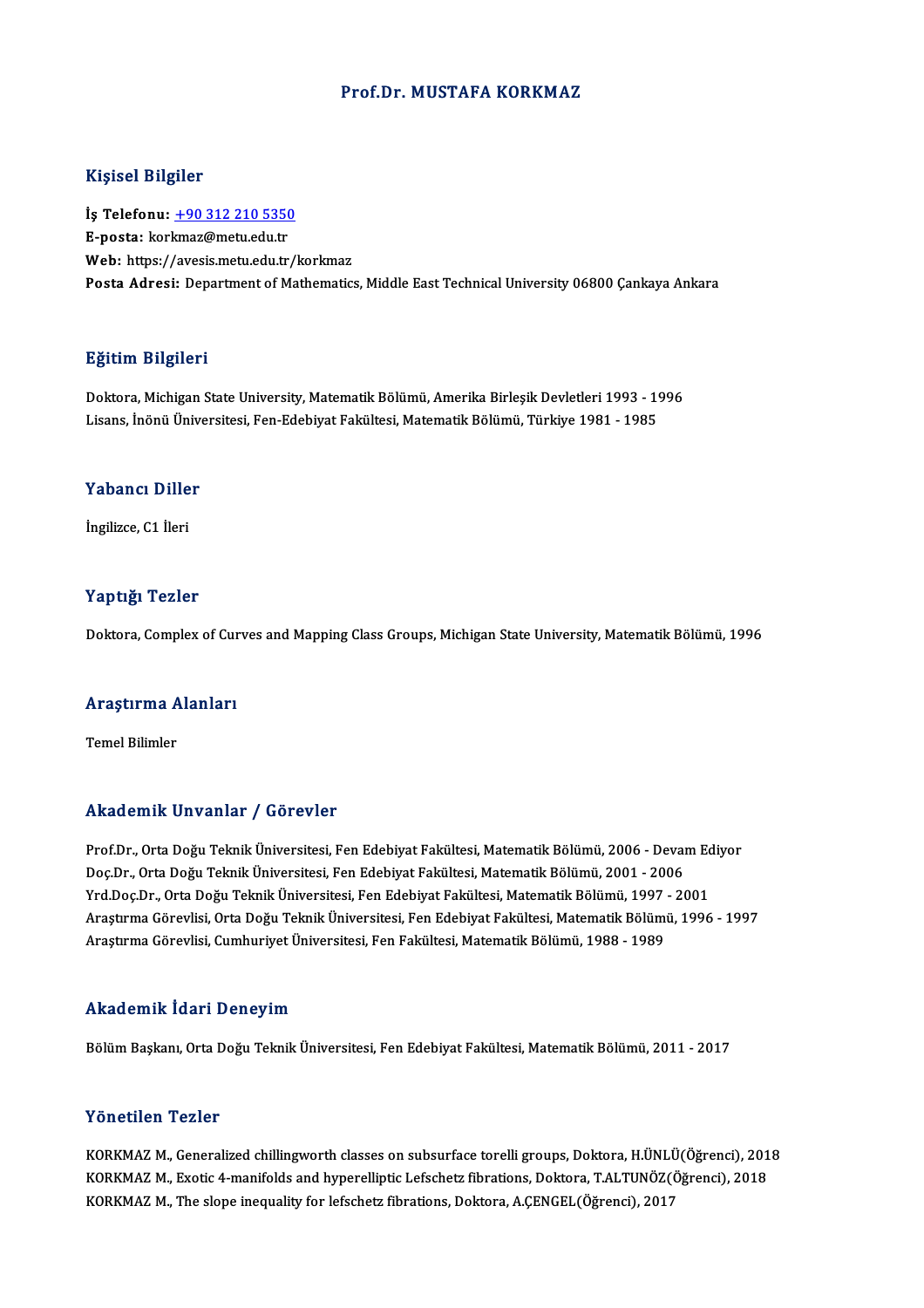# Prof.Dr. MUSTAFA KORKMAZ

## Kişisel Bilgiler

**İş Telefonu:** +90 312 210 5350
**E-posta:** korkmaz@metu.edu.tr
**Web:** https://avesis.metu.edu.tr/korkmaz
**Posta Adresi:** Department of Mathematics, Middle East Technical University 06800 Çankaya Ankara

## Eğitim Bilgileri

Doktora, Michigan State University, Matematik Bölümü, Amerika Birleşik Devletleri 1993 - 1996
Lisans, İnönü Üniversitesi, Fen-Edebiyat Fakültesi, Matematik Bölümü, Türkiye 1981 - 1985

## Yabancı Diller

İngilizce, C1 İleri

## Yaptığı Tezler

Doktora, Complex of Curves and Mapping Class Groups, Michigan State University, Matematik Bölümü, 1996

## Araştırma Alanları

Temel Bilimler

## Akademik Unvanlar / Görevler

Prof.Dr., Orta Doğu Teknik Üniversitesi, Fen Edebiyat Fakültesi, Matematik Bölümü, 2006 - Devam Ediyor
Doç.Dr., Orta Doğu Teknik Üniversitesi, Fen Edebiyat Fakültesi, Matematik Bölümü, 2001 - 2006
Yrd.Doç.Dr., Orta Doğu Teknik Üniversitesi, Fen Edebiyat Fakültesi, Matematik Bölümü, 1997 - 2001
Araştırma Görevlisi, Orta Doğu Teknik Üniversitesi, Fen Edebiyat Fakültesi, Matematik Bölümü, 1996 - 1997
Araştırma Görevlisi, Cumhuriyet Üniversitesi, Fen Fakültesi, Matematik Bölümü, 1988 - 1989

## Akademik İdari Deneyim

Bölüm Başkanı, Orta Doğu Teknik Üniversitesi, Fen Edebiyat Fakültesi, Matematik Bölümü, 2011 - 2017

## Yönetilen Tezler

KORKMAZ M., Generalized chillingworth classes on subsurface torelli groups, Doktora, H.ÜNLÜ(Öğrenci), 2018
KORKMAZ M., Exotic 4-manifolds and hyperelliptic Lefschetz fibrations, Doktora, T.ALTUNÖZ(Öğrenci), 2018
KORKMAZ M., The slope inequality for lefschetz fibrations, Doktora, A.ÇENGEL(Öğrenci), 2017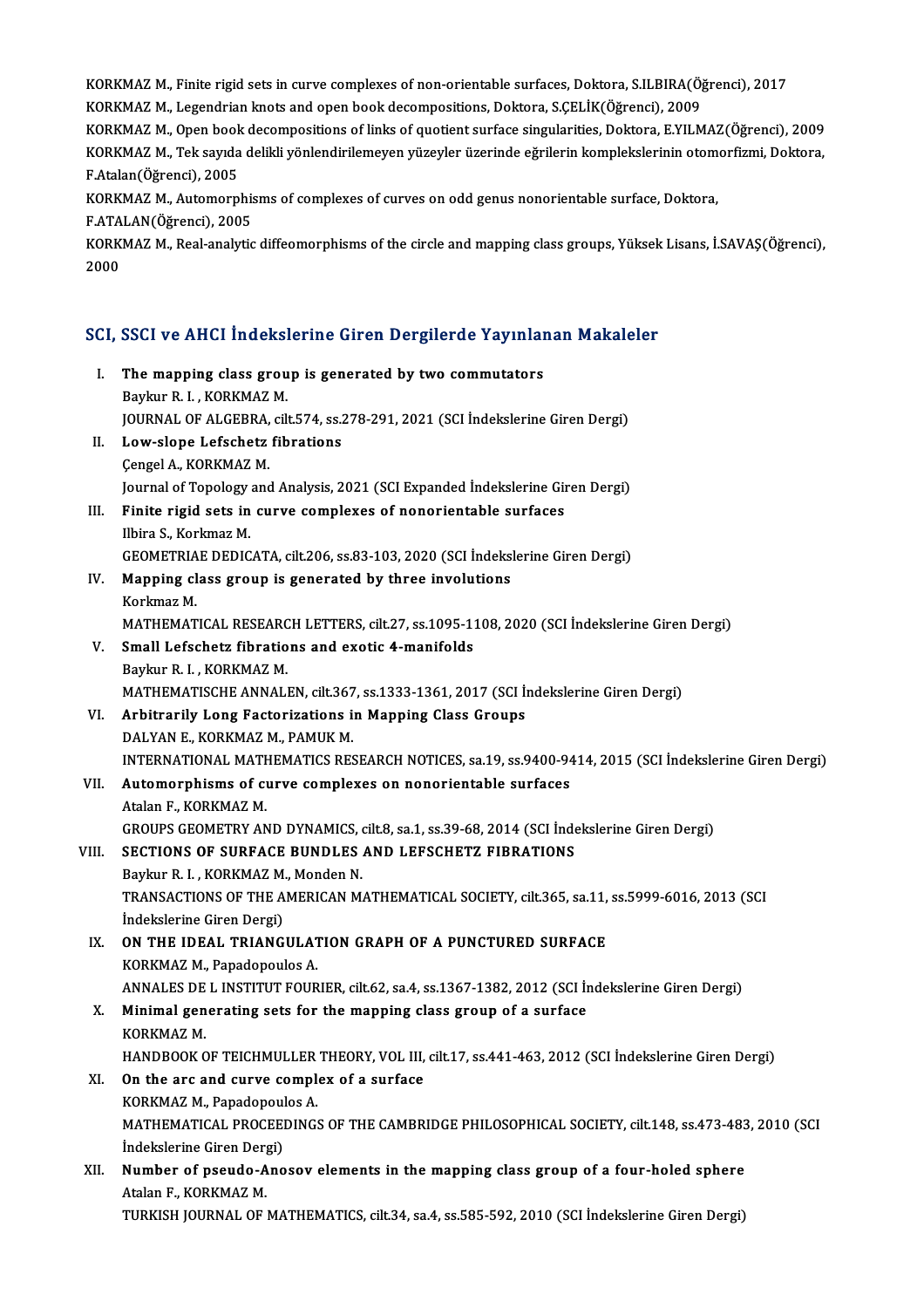KORKMAZ M., Finite rigid sets in curve complexes of non-orientable surfaces, Doktora, S.ILBIRA(Öğrenci), 2017
KORKMAZ M., Legendrian knots and open book decompositions, Doktora, S.ÇELİK(Öğrenci), 2009
KORKMAZ M., Open book decompositions of links of quotient surface singularities, Doktora, E.YILMAZ(Öğrenci), 2009
KORKMAZ M., Tek sayıda delikli yönlendirilemeyen yüzeyler üzerinde eğrilerin komplekslerinin otomorfizmi, Doktora, F.Atalan(Öğrenci), 2005
KORKMAZ M., Automorphisms of complexes of curves on odd genus nonorientable surface, Doktora, F.ATALAN(Öğrenci), 2005
KORKMAZ M., Real-analytic diffeomorphisms of the circle and mapping class groups, Yüksek Lisans, İ.SAVAŞ(Öğrenci), 2000

## SCI, SSCI ve AHCI İndekslerine Giren Dergilerde Yayınlanan Makaleler

I. **The mapping class group is generated by two commutators**
Baykur R. I. , KORKMAZ M.
JOURNAL OF ALGEBRA, cilt.574, ss.278-291, 2021 (SCI İndekslerine Giren Dergi)

II. **Low-slope Lefschetz fibrations**
Çengel A., KORKMAZ M.
Journal of Topology and Analysis, 2021 (SCI Expanded İndekslerine Giren Dergi)

III. **Finite rigid sets in curve complexes of nonorientable surfaces**
Ilbira S., Korkmaz M.
GEOMETRIAE DEDICATA, cilt.206, ss.83-103, 2020 (SCI İndekslerine Giren Dergi)

IV. **Mapping class group is generated by three involutions**
Korkmaz M.
MATHEMATICAL RESEARCH LETTERS, cilt.27, ss.1095-1108, 2020 (SCI İndekslerine Giren Dergi)

V. **Small Lefschetz fibrations and exotic 4-manifolds**
Baykur R. I. , KORKMAZ M.
MATHEMATISCHE ANNALEN, cilt.367, ss.1333-1361, 2017 (SCI İndekslerine Giren Dergi)

VI. **Arbitrarily Long Factorizations in Mapping Class Groups**
DALYAN E., KORKMAZ M., PAMUK M.
INTERNATIONAL MATHEMATICS RESEARCH NOTICES, sa.19, ss.9400-9414, 2015 (SCI İndekslerine Giren Dergi)

VII. **Automorphisms of curve complexes on nonorientable surfaces**
Atalan F., KORKMAZ M.
GROUPS GEOMETRY AND DYNAMICS, cilt.8, sa.1, ss.39-68, 2014 (SCI İndekslerine Giren Dergi)

VIII. **SECTIONS OF SURFACE BUNDLES AND LEFSCHETZ FIBRATIONS**
Baykur R. I. , KORKMAZ M., Monden N.
TRANSACTIONS OF THE AMERICAN MATHEMATICAL SOCIETY, cilt.365, sa.11, ss.5999-6016, 2013 (SCI İndekslerine Giren Dergi)

IX. **ON THE IDEAL TRIANGULATION GRAPH OF A PUNCTURED SURFACE**
KORKMAZ M., Papadopoulos A.
ANNALES DE L INSTITUT FOURIER, cilt.62, sa.4, ss.1367-1382, 2012 (SCI İndekslerine Giren Dergi)

X. **Minimal generating sets for the mapping class group of a surface**
KORKMAZ M.
HANDBOOK OF TEICHMULLER THEORY, VOL III, cilt.17, ss.441-463, 2012 (SCI İndekslerine Giren Dergi)

XI. **On the arc and curve complex of a surface**
KORKMAZ M., Papadopoulos A.
MATHEMATICAL PROCEEDINGS OF THE CAMBRIDGE PHILOSOPHICAL SOCIETY, cilt.148, ss.473-483, 2010 (SCI İndekslerine Giren Dergi)

XII. **Number of pseudo-Anosov elements in the mapping class group of a four-holed sphere**
Atalan F., KORKMAZ M.
TURKISH JOURNAL OF MATHEMATICS, cilt.34, sa.4, ss.585-592, 2010 (SCI İndekslerine Giren Dergi)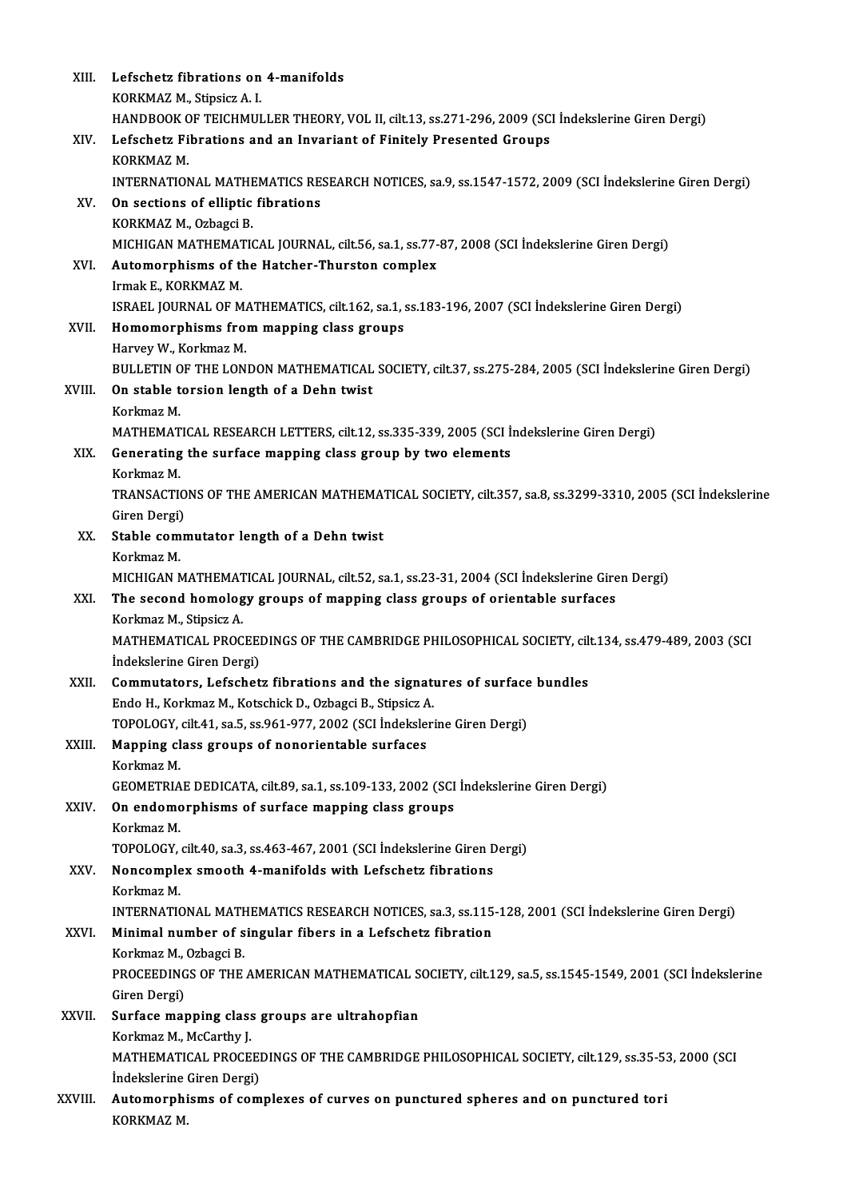XIII. **Lefschetz fibrations on 4-manifolds**
KORKMAZ M., Stipsicz A. I.
HANDBOOK OF TEICHMULLER THEORY, VOL II, cilt.13, ss.271-296, 2009 (SCI İndekslerine Giren Dergi)

XIV. **Lefschetz Fibrations and an Invariant of Finitely Presented Groups**
KORKMAZ M.
INTERNATIONAL MATHEMATICS RESEARCH NOTICES, sa.9, ss.1547-1572, 2009 (SCI İndekslerine Giren Dergi)

XV. **On sections of elliptic fibrations**
KORKMAZ M., Ozbagci B.
MICHIGAN MATHEMATICAL JOURNAL, cilt.56, sa.1, ss.77-87, 2008 (SCI İndekslerine Giren Dergi)

XVI. **Automorphisms of the Hatcher-Thurston complex**
Irmak E., KORKMAZ M.
ISRAEL JOURNAL OF MATHEMATICS, cilt.162, sa.1, ss.183-196, 2007 (SCI İndekslerine Giren Dergi)

XVII. **Homomorphisms from mapping class groups**
Harvey W., Korkmaz M.
BULLETIN OF THE LONDON MATHEMATICAL SOCIETY, cilt.37, ss.275-284, 2005 (SCI İndekslerine Giren Dergi)

XVIII. **On stable torsion length of a Dehn twist**
Korkmaz M.
MATHEMATICAL RESEARCH LETTERS, cilt.12, ss.335-339, 2005 (SCI İndekslerine Giren Dergi)

XIX. **Generating the surface mapping class group by two elements**
Korkmaz M.
TRANSACTIONS OF THE AMERICAN MATHEMATICAL SOCIETY, cilt.357, sa.8, ss.3299-3310, 2005 (SCI İndekslerine Giren Dergi)

XX. **Stable commutator length of a Dehn twist**
Korkmaz M.
MICHIGAN MATHEMATICAL JOURNAL, cilt.52, sa.1, ss.23-31, 2004 (SCI İndekslerine Giren Dergi)

XXI. **The second homology groups of mapping class groups of orientable surfaces**
Korkmaz M., Stipsicz A.
MATHEMATICAL PROCEEDINGS OF THE CAMBRIDGE PHILOSOPHICAL SOCIETY, cilt.134, ss.479-489, 2003 (SCI İndekslerine Giren Dergi)

XXII. **Commutators, Lefschetz fibrations and the signatures of surface bundles**
Endo H., Korkmaz M., Kotschick D., Ozbagci B., Stipsicz A.
TOPOLOGY, cilt.41, sa.5, ss.961-977, 2002 (SCI İndekslerine Giren Dergi)

XXIII. **Mapping class groups of nonorientable surfaces**
Korkmaz M.
GEOMETRIAE DEDICATA, cilt.89, sa.1, ss.109-133, 2002 (SCI İndekslerine Giren Dergi)

XXIV. **On endomorphisms of surface mapping class groups**
Korkmaz M.
TOPOLOGY, cilt.40, sa.3, ss.463-467, 2001 (SCI İndekslerine Giren Dergi)

XXV. **Noncomplex smooth 4-manifolds with Lefschetz fibrations**
Korkmaz M.
INTERNATIONAL MATHEMATICS RESEARCH NOTICES, sa.3, ss.115-128, 2001 (SCI İndekslerine Giren Dergi)

XXVI. **Minimal number of singular fibers in a Lefschetz fibration**
Korkmaz M., Ozbagci B.
PROCEEDINGS OF THE AMERICAN MATHEMATICAL SOCIETY, cilt.129, sa.5, ss.1545-1549, 2001 (SCI İndekslerine Giren Dergi)

XXVII. **Surface mapping class groups are ultrahopfian**
Korkmaz M., McCarthy J.
MATHEMATICAL PROCEEDINGS OF THE CAMBRIDGE PHILOSOPHICAL SOCIETY, cilt.129, ss.35-53, 2000 (SCI İndekslerine Giren Dergi)

XXVIII. **Automorphisms of complexes of curves on punctured spheres and on punctured tori**
KORKMAZ M.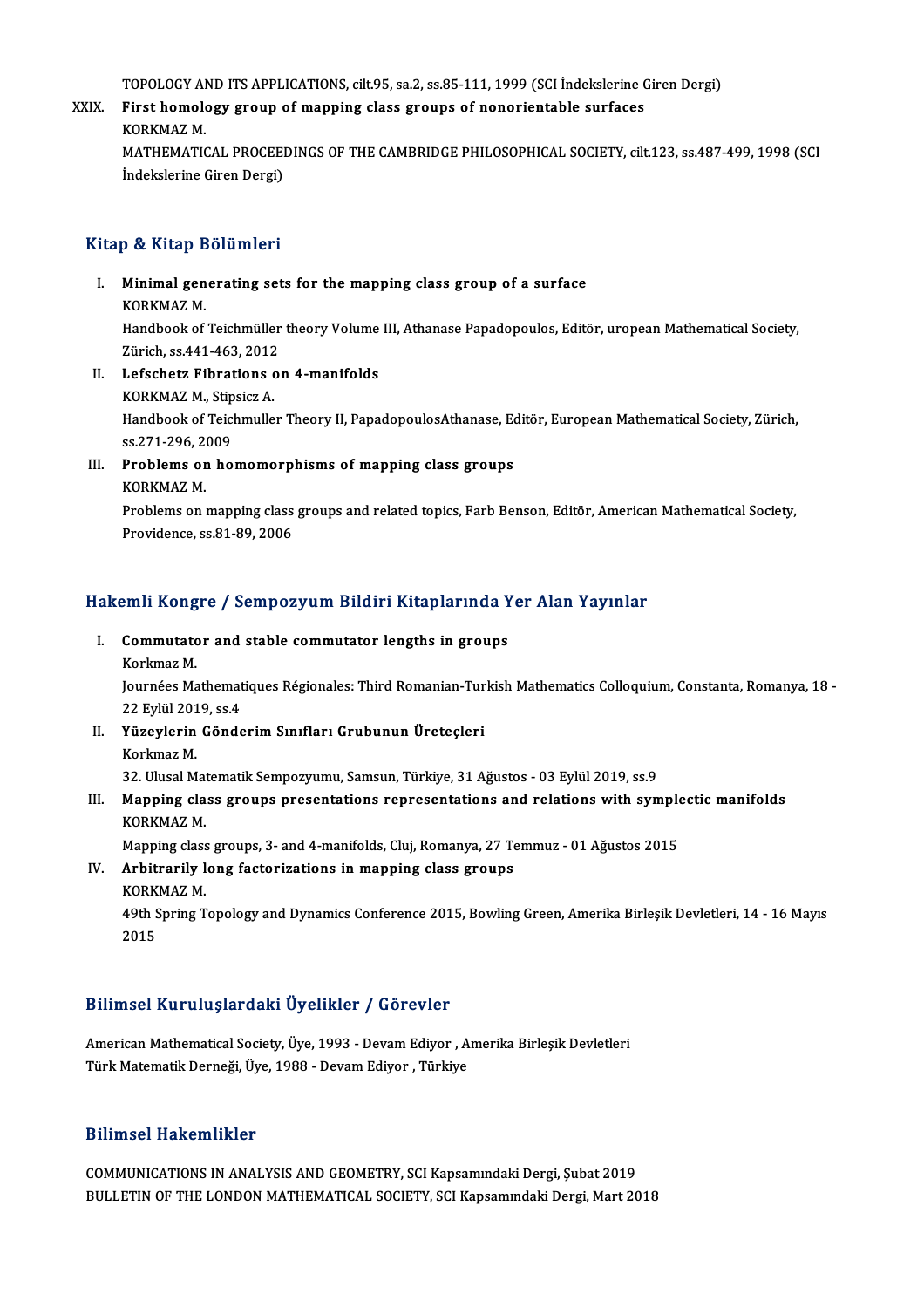TOPOLOGY AND ITS APPLICATIONS, cilt.95, sa.2, ss.85-111, 1999 (SCI İndekslerine Giren Dergi)

XXIX. **First homology group of mapping class groups of nonorientable surfaces**
KORKMAZ M.
MATHEMATICAL PROCEEDINGS OF THE CAMBRIDGE PHILOSOPHICAL SOCIETY, cilt.123, ss.487-499, 1998 (SCI İndekslerine Giren Dergi)

## Kitap & Kitap Bölümleri

I. **Minimal generating sets for the mapping class group of a surface**
KORKMAZ M.
Handbook of Teichmüller theory Volume III, Athanase Papadopoulos, Editör, uropean Mathematical Society, Zürich, ss.441-463, 2012

II. **Lefschetz Fibrations on 4-manifolds**
KORKMAZ M., Stipsicz A.
Handbook of Teichmuller Theory II, PapadopoulosAthanase, Editör, European Mathematical Society, Zürich, ss.271-296, 2009

III. **Problems on homomorphisms of mapping class groups**
KORKMAZ M.
Problems on mapping class groups and related topics, Farb Benson, Editör, American Mathematical Society, Providence, ss.81-89, 2006

## Hakemli Kongre / Sempozyum Bildiri Kitaplarında Yer Alan Yayınlar

I. **Commutator and stable commutator lengths in groups**
Korkmaz M.
Journées Mathematiques Régionales: Third Romanian-Turkish Mathematics Colloquium, Constanta, Romanya, 18 - 22 Eylül 2019, ss.4

II. **Yüzeylerin Gönderim Sınıfları Grubunun Üreteçleri**
Korkmaz M.
32. Ulusal Matematik Sempozyumu, Samsun, Türkiye, 31 Ağustos - 03 Eylül 2019, ss.9

III. **Mapping class groups presentations representations and relations with symplectic manifolds**
KORKMAZ M.
Mapping class groups, 3- and 4-manifolds, Cluj, Romanya, 27 Temmuz - 01 Ağustos 2015

IV. **Arbitrarily long factorizations in mapping class groups**
KORKMAZ M.
49th Spring Topology and Dynamics Conference 2015, Bowling Green, Amerika Birleşik Devletleri, 14 - 16 Mayıs 2015

## Bilimsel Kuruluşlardaki Üyelikler / Görevler

American Mathematical Society, Üye, 1993 - Devam Ediyor , Amerika Birleşik Devletleri
Türk Matematik Derneği, Üye, 1988 - Devam Ediyor , Türkiye

## Bilimsel Hakemlikler

COMMUNICATIONS IN ANALYSIS AND GEOMETRY, SCI Kapsamındaki Dergi, Şubat 2019
BULLETIN OF THE LONDON MATHEMATICAL SOCIETY, SCI Kapsamındaki Dergi, Mart 2018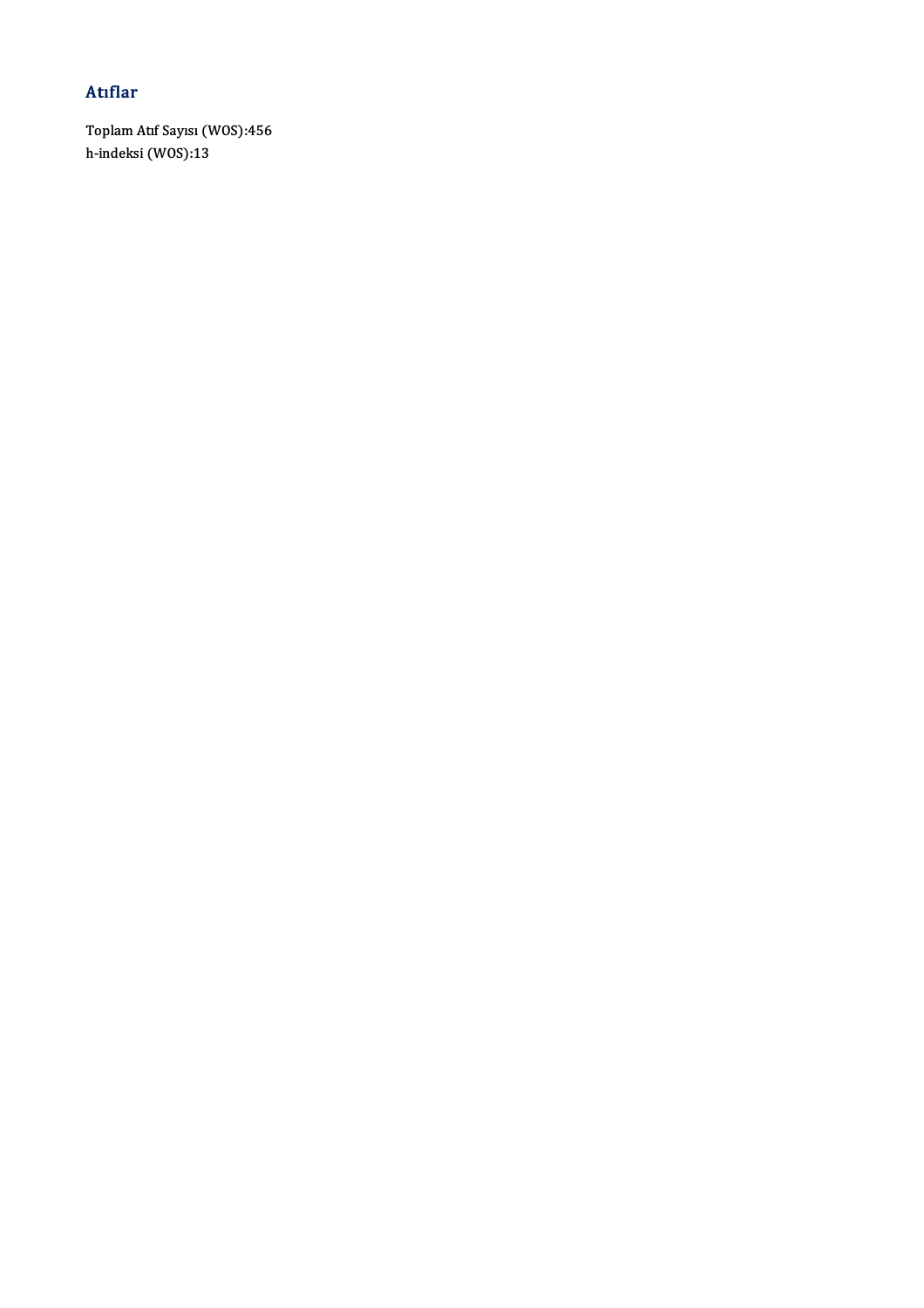## Atıflar

Toplam Atıf Sayısı (WOS):456
h-indeksi (WOS):13